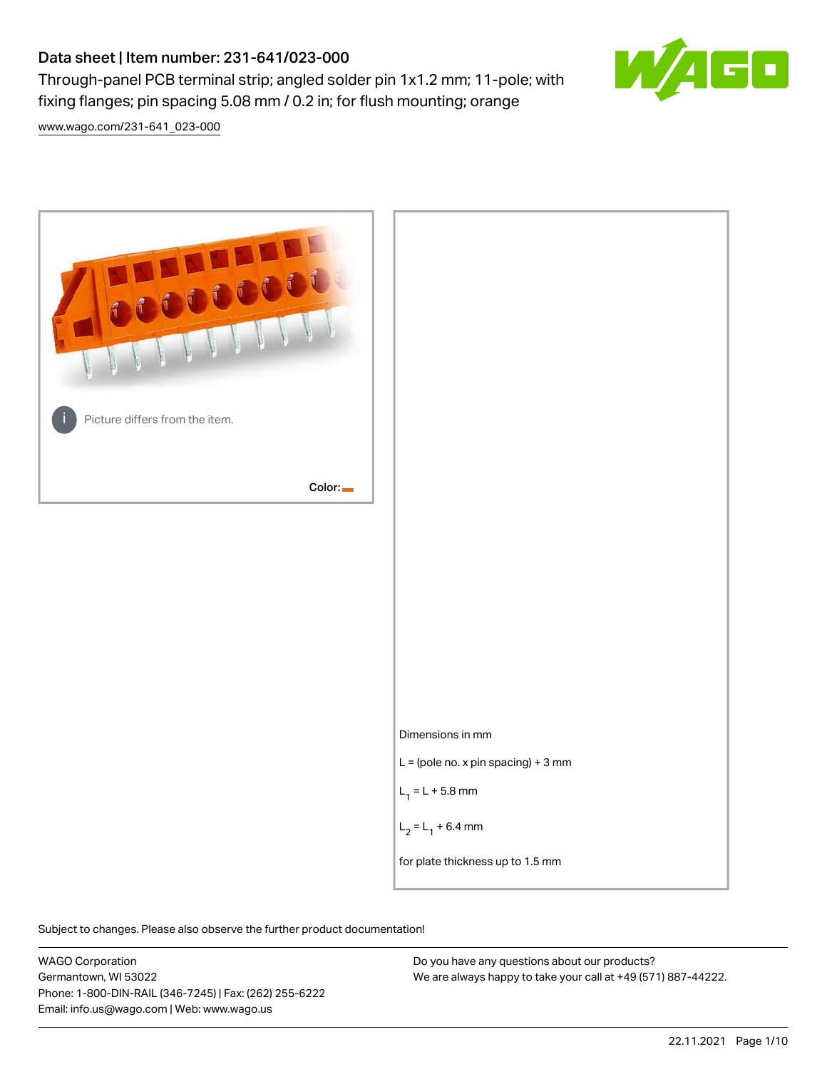# Data sheet | Item number: 231-641/023-000

Through-panel PCB terminal strip; angled solder pin 1x1.2 mm; 11-pole; with fixing flanges; pin spacing 5.08 mm / 0.2 in; for flush mounting; orange

www.wago.com/231-641_023-000

Picture differs from the item.

Color:

Dimensions in mm

L = (pole no. x pin spacing) + 3 mm

$L_1$ = L + 5.8 mm

$L_2$ = $L_1$ + 6.4 mm

for plate thickness up to 1.5 mm

Subject to changes. Please also observe the further product documentation!

WAGO Corporation
Germantown, WI 53022
Phone: 1-800-DIN-RAIL (346-7245) | Fax: (262) 255-6222
Email: info.us@wago.com | Web: www.wago.us

Do you have any questions about our products?
We are always happy to take your call at +49 (571) 887-44222.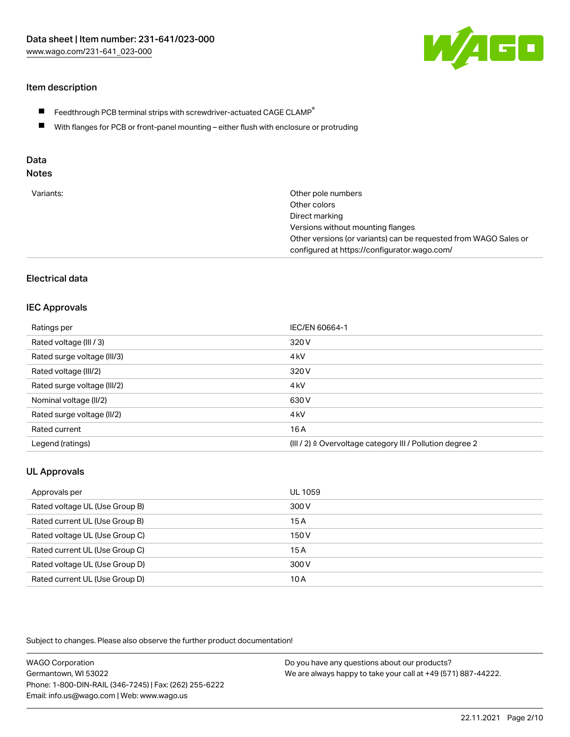## Item description

- Feedthrough PCB terminal strips with screwdriver-actuated CAGE CLAMP®
- With flanges for PCB or front-panel mounting – either flush with enclosure or protruding

## Data

### Notes

| | |
|---|---|
| Variants: | Other pole numbers<br>Other colors<br>Direct marking<br>Versions without mounting flanges<br>Other versions (or variants) can be requested from WAGO Sales or configured at https://configurator.wago.com/ |

## Electrical data

### IEC Approvals

| | |
|---|---|
| Ratings per | IEC/EN 60664-1 |
| Rated voltage (III / 3) | 320 V |
| Rated surge voltage (III/3) | 4 kV |
| Rated voltage (III/2) | 320 V |
| Rated surge voltage (III/2) | 4 kV |
| Nominal voltage (II/2) | 630 V |
| Rated surge voltage (II/2) | 4 kV |
| Rated current | 16 A |
| Legend (ratings) | (III / 2) ≙ Overvoltage category III / Pollution degree 2 |

### UL Approvals

| | |
|---|---|
| Approvals per | UL 1059 |
| Rated voltage UL (Use Group B) | 300 V |
| Rated current UL (Use Group B) | 15 A |
| Rated voltage UL (Use Group C) | 150 V |
| Rated current UL (Use Group C) | 15 A |
| Rated voltage UL (Use Group D) | 300 V |
| Rated current UL (Use Group D) | 10 A |

Subject to changes. Please also observe the further product documentation!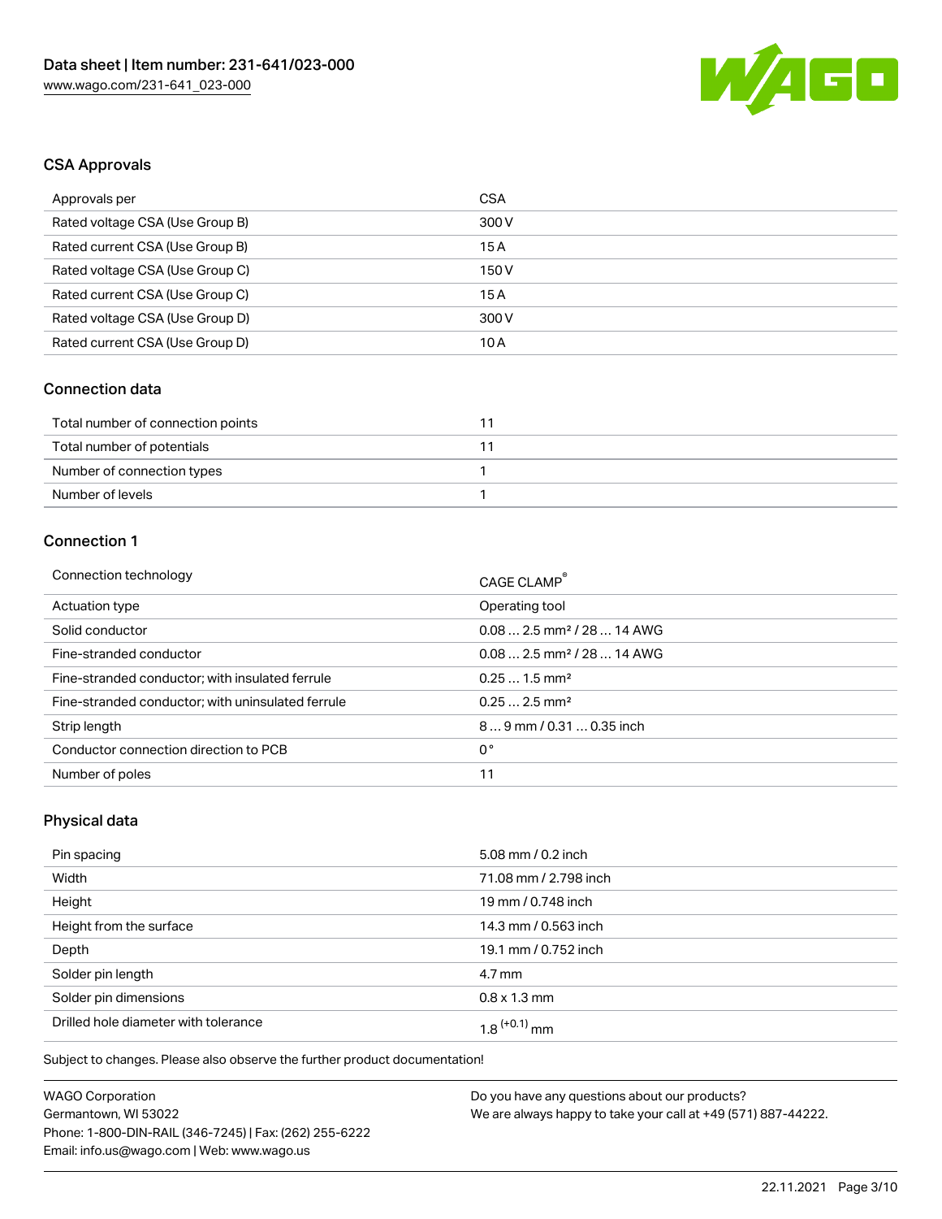## CSA Approvals

| | |
|---|---|
| Approvals per | CSA |
| Rated voltage CSA (Use Group B) | 300 V |
| Rated current CSA (Use Group B) | 15 A |
| Rated voltage CSA (Use Group C) | 150 V |
| Rated current CSA (Use Group C) | 15 A |
| Rated voltage CSA (Use Group D) | 300 V |
| Rated current CSA (Use Group D) | 10 A |

## Connection data

| | |
|---|---|
| Total number of connection points | 11 |
| Total number of potentials | 11 |
| Number of connection types | 1 |
| Number of levels | 1 |

## Connection 1

| | |
|---|---|
| Connection technology | CAGE CLAMP® |
| Actuation type | Operating tool |
| Solid conductor | 0.08 … 2.5 mm² / 28 … 14 AWG |
| Fine-stranded conductor | 0.08 … 2.5 mm² / 28 … 14 AWG |
| Fine-stranded conductor; with insulated ferrule | 0.25 … 1.5 mm² |
| Fine-stranded conductor; with uninsulated ferrule | 0.25 … 2.5 mm² |
| Strip length | 8 … 9 mm / 0.31 … 0.35 inch |
| Conductor connection direction to PCB | 0 ° |
| Number of poles | 11 |

## Physical data

| | |
|---|---|
| Pin spacing | 5.08 mm / 0.2 inch |
| Width | 71.08 mm / 2.798 inch |
| Height | 19 mm / 0.748 inch |
| Height from the surface | 14.3 mm / 0.563 inch |
| Depth | 19.1 mm / 0.752 inch |
| Solder pin length | 4.7 mm |
| Solder pin dimensions | 0.8 x 1.3 mm |
| Drilled hole diameter with tolerance | $1.8^{(+0.1)}$ mm |

Subject to changes. Please also observe the further product documentation!

WAGO Corporation
Germantown, WI 53022
Phone: 1-800-DIN-RAIL (346-7245) | Fax: (262) 255-6222
Email: info.us@wago.com | Web: www.wago.us

Do you have any questions about our products?
We are always happy to take your call at +49 (571) 887-44222.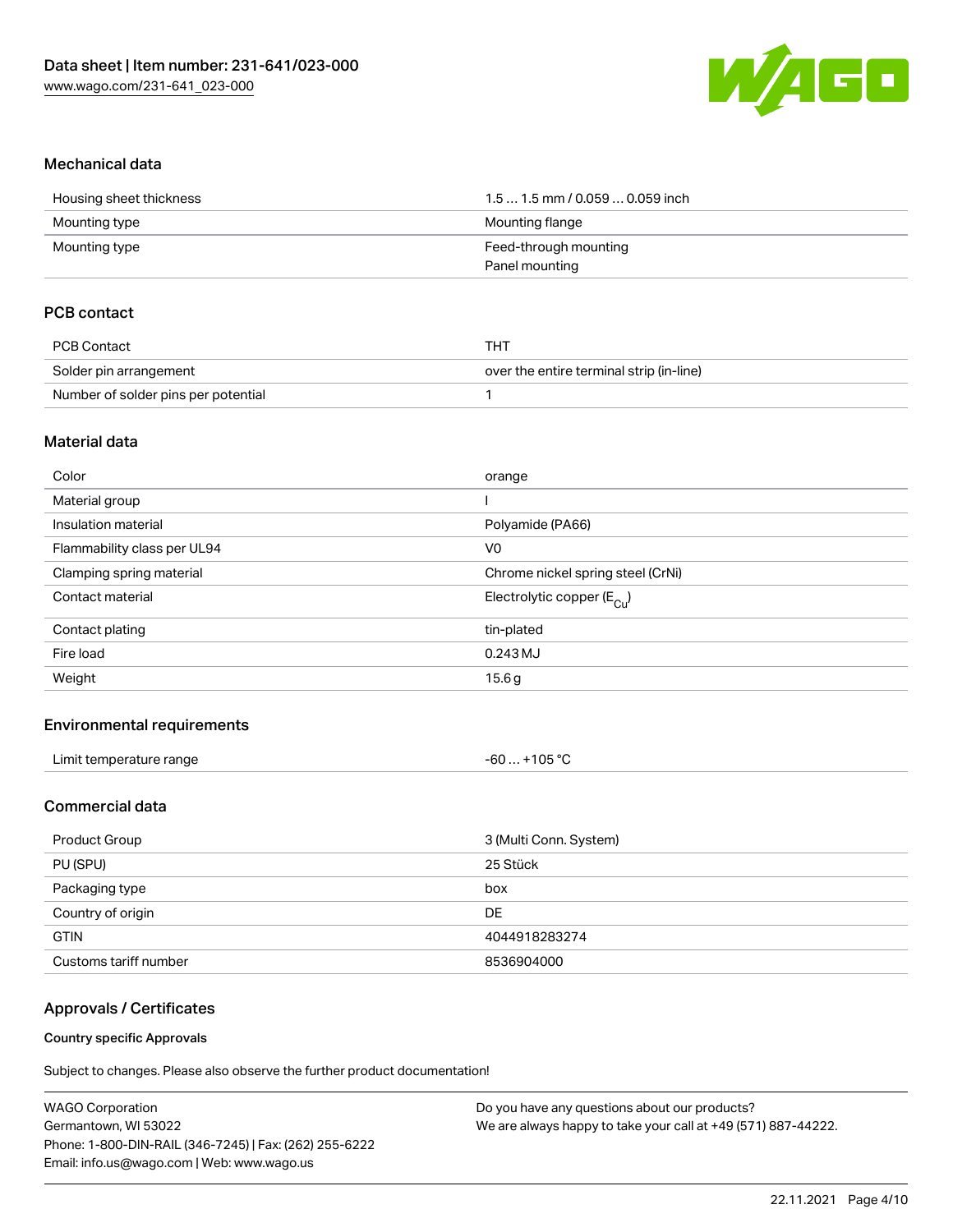## Mechanical data

| | |
|---|---|
| Housing sheet thickness | 1.5 … 1.5 mm / 0.059 … 0.059 inch |
| Mounting type | Mounting flange |
| Mounting type | Feed-through mounting<br>Panel mounting |

## PCB contact

| | |
|---|---|
| PCB Contact | THT |
| Solder pin arrangement | over the entire terminal strip (in-line) |
| Number of solder pins per potential | 1 |

## Material data

| | |
|---|---|
| Color | orange |
| Material group | I |
| Insulation material | Polyamide (PA66) |
| Flammability class per UL94 | V0 |
| Clamping spring material | Chrome nickel spring steel (CrNi) |
| Contact material | Electrolytic copper ($E_{Cu}$) |
| Contact plating | tin-plated |
| Fire load | 0.243 MJ |
| Weight | 15.6 g |

## Environmental requirements

| | |
|---|---|
| Limit temperature range | -60 … +105 °C |

## Commercial data

| | |
|---|---|
| Product Group | 3 (Multi Conn. System) |
| PU (SPU) | 25 Stück |
| Packaging type | box |
| Country of origin | DE |
| GTIN | 4044918283274 |
| Customs tariff number | 8536904000 |

## Approvals / Certificates

### Country specific Approvals

Subject to changes. Please also observe the further product documentation!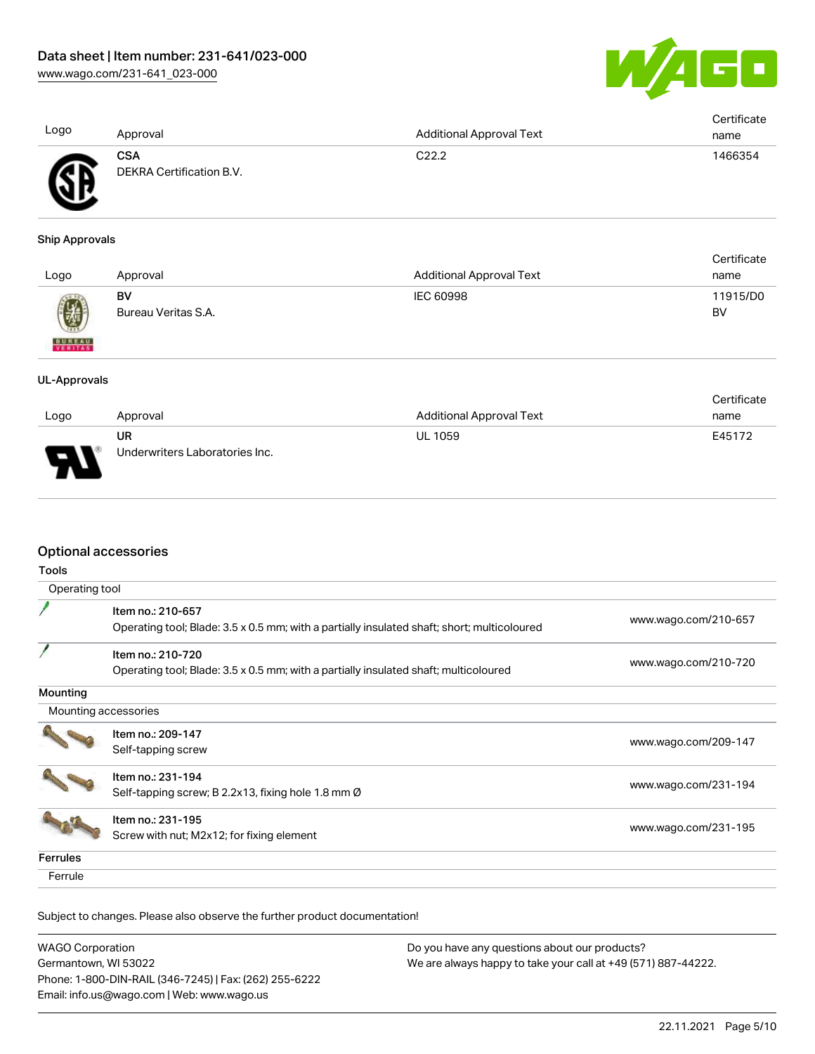| Logo | Approval | Additional Approval Text | Certificate name |
| --- | --- | --- | --- |
| | **CSA** DEKRA Certification B.V. | C22.2 | 1466354 |

**Ship Approvals**

| Logo | Approval | Additional Approval Text | Certificate name |
| --- | --- | --- | --- |
| | **BV** Bureau Veritas S.A. | IEC 60998 | 11915/D0 BV |

**UL-Approvals**

| Logo | Approval | Additional Approval Text | Certificate name |
| --- | --- | --- | --- |
| | **UR** Underwriters Laboratories Inc. | UL 1059 | E45172 |

## Optional accessories

**Tools**

Operating tool

| Item | Link |
| --- | --- |
| Item no.: 210-657<br>Operating tool; Blade: 3.5 x 0.5 mm; with a partially insulated shaft; short; multicoloured | www.wago.com/210-657 |
| Item no.: 210-720<br>Operating tool; Blade: 3.5 x 0.5 mm; with a partially insulated shaft; multicoloured | www.wago.com/210-720 |

**Mounting**

Mounting accessories

| Item | Link |
| --- | --- |
| Item no.: 209-147<br>Self-tapping screw | www.wago.com/209-147 |
| Item no.: 231-194<br>Self-tapping screw; B 2.2x13, fixing hole 1.8 mm Ø | www.wago.com/231-194 |
| Item no.: 231-195<br>Screw with nut; M2x12; for fixing element | www.wago.com/231-195 |

**Ferrules**

Ferrule

Subject to changes. Please also observe the further product documentation!

WAGO Corporation
Germantown, WI 53022
Phone: 1-800-DIN-RAIL (346-7245) | Fax: (262) 255-6222
Email: info.us@wago.com | Web: www.wago.us

Do you have any questions about our products?
We are always happy to take your call at +49 (571) 887-44222.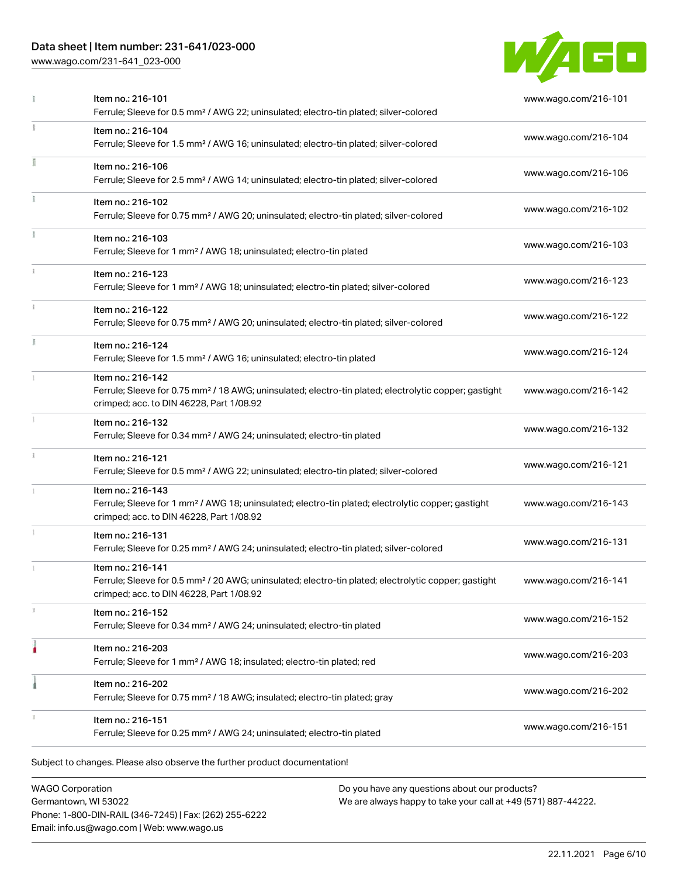| | Item | Link |
|---|---|---|
| | Item no.: 216-101<br>Ferrule; Sleeve for 0.5 mm² / AWG 22; uninsulated; electro-tin plated; silver-colored | www.wago.com/216-101 |
| | Item no.: 216-104<br>Ferrule; Sleeve for 1.5 mm² / AWG 16; uninsulated; electro-tin plated; silver-colored | www.wago.com/216-104 |
| | Item no.: 216-106<br>Ferrule; Sleeve for 2.5 mm² / AWG 14; uninsulated; electro-tin plated; silver-colored | www.wago.com/216-106 |
| | Item no.: 216-102<br>Ferrule; Sleeve for 0.75 mm² / AWG 20; uninsulated; electro-tin plated; silver-colored | www.wago.com/216-102 |
| | Item no.: 216-103<br>Ferrule; Sleeve for 1 mm² / AWG 18; uninsulated; electro-tin plated | www.wago.com/216-103 |
| | Item no.: 216-123<br>Ferrule; Sleeve for 1 mm² / AWG 18; uninsulated; electro-tin plated; silver-colored | www.wago.com/216-123 |
| | Item no.: 216-122<br>Ferrule; Sleeve for 0.75 mm² / AWG 20; uninsulated; electro-tin plated; silver-colored | www.wago.com/216-122 |
| | Item no.: 216-124<br>Ferrule; Sleeve for 1.5 mm² / AWG 16; uninsulated; electro-tin plated | www.wago.com/216-124 |
| | Item no.: 216-142<br>Ferrule; Sleeve for 0.75 mm² / 18 AWG; uninsulated; electro-tin plated; electrolytic copper; gastight crimped; acc. to DIN 46228, Part 1/08.92 | www.wago.com/216-142 |
| | Item no.: 216-132<br>Ferrule; Sleeve for 0.34 mm² / AWG 24; uninsulated; electro-tin plated | www.wago.com/216-132 |
| | Item no.: 216-121<br>Ferrule; Sleeve for 0.5 mm² / AWG 22; uninsulated; electro-tin plated; silver-colored | www.wago.com/216-121 |
| | Item no.: 216-143<br>Ferrule; Sleeve for 1 mm² / AWG 18; uninsulated; electro-tin plated; electrolytic copper; gastight crimped; acc. to DIN 46228, Part 1/08.92 | www.wago.com/216-143 |
| | Item no.: 216-131<br>Ferrule; Sleeve for 0.25 mm² / AWG 24; uninsulated; electro-tin plated; silver-colored | www.wago.com/216-131 |
| | Item no.: 216-141<br>Ferrule; Sleeve for 0.5 mm² / 20 AWG; uninsulated; electro-tin plated; electrolytic copper; gastight crimped; acc. to DIN 46228, Part 1/08.92 | www.wago.com/216-141 |
| | Item no.: 216-152<br>Ferrule; Sleeve for 0.34 mm² / AWG 24; uninsulated; electro-tin plated | www.wago.com/216-152 |
| | Item no.: 216-203<br>Ferrule; Sleeve for 1 mm² / AWG 18; insulated; electro-tin plated; red | www.wago.com/216-203 |
| | Item no.: 216-202<br>Ferrule; Sleeve for 0.75 mm² / 18 AWG; insulated; electro-tin plated; gray | www.wago.com/216-202 |
| | Item no.: 216-151<br>Ferrule; Sleeve for 0.25 mm² / AWG 24; uninsulated; electro-tin plated | www.wago.com/216-151 |

Subject to changes. Please also observe the further product documentation!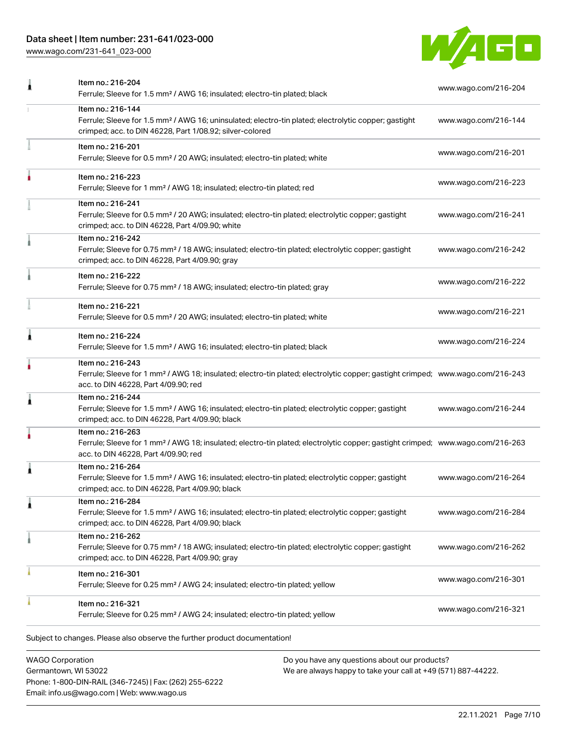| Item | URL |
| --- | --- |
| Item no.: 216-204<br>Ferrule; Sleeve for 1.5 mm² / AWG 16; insulated; electro-tin plated; black | www.wago.com/216-204 |
| Item no.: 216-144<br>Ferrule; Sleeve for 1.5 mm² / AWG 16; uninsulated; electro-tin plated; electrolytic copper; gastight crimped; acc. to DIN 46228, Part 1/08.92; silver-colored | www.wago.com/216-144 |
| Item no.: 216-201<br>Ferrule; Sleeve for 0.5 mm² / 20 AWG; insulated; electro-tin plated; white | www.wago.com/216-201 |
| Item no.: 216-223<br>Ferrule; Sleeve for 1 mm² / AWG 18; insulated; electro-tin plated; red | www.wago.com/216-223 |
| Item no.: 216-241<br>Ferrule; Sleeve for 0.5 mm² / 20 AWG; insulated; electro-tin plated; electrolytic copper; gastight crimped; acc. to DIN 46228, Part 4/09.90; white | www.wago.com/216-241 |
| Item no.: 216-242<br>Ferrule; Sleeve for 0.75 mm² / 18 AWG; insulated; electro-tin plated; electrolytic copper; gastight crimped; acc. to DIN 46228, Part 4/09.90; gray | www.wago.com/216-242 |
| Item no.: 216-222<br>Ferrule; Sleeve for 0.75 mm² / 18 AWG; insulated; electro-tin plated; gray | www.wago.com/216-222 |
| Item no.: 216-221<br>Ferrule; Sleeve for 0.5 mm² / 20 AWG; insulated; electro-tin plated; white | www.wago.com/216-221 |
| Item no.: 216-224<br>Ferrule; Sleeve for 1.5 mm² / AWG 16; insulated; electro-tin plated; black | www.wago.com/216-224 |
| Item no.: 216-243<br>Ferrule; Sleeve for 1 mm² / AWG 18; insulated; electro-tin plated; electrolytic copper; gastight crimped; acc. to DIN 46228, Part 4/09.90; red | www.wago.com/216-243 |
| Item no.: 216-244<br>Ferrule; Sleeve for 1.5 mm² / AWG 16; insulated; electro-tin plated; electrolytic copper; gastight crimped; acc. to DIN 46228, Part 4/09.90; black | www.wago.com/216-244 |
| Item no.: 216-263<br>Ferrule; Sleeve for 1 mm² / AWG 18; insulated; electro-tin plated; electrolytic copper; gastight crimped; acc. to DIN 46228, Part 4/09.90; red | www.wago.com/216-263 |
| Item no.: 216-264<br>Ferrule; Sleeve for 1.5 mm² / AWG 16; insulated; electro-tin plated; electrolytic copper; gastight crimped; acc. to DIN 46228, Part 4/09.90; black | www.wago.com/216-264 |
| Item no.: 216-284<br>Ferrule; Sleeve for 1.5 mm² / AWG 16; insulated; electro-tin plated; electrolytic copper; gastight crimped; acc. to DIN 46228, Part 4/09.90; black | www.wago.com/216-284 |
| Item no.: 216-262<br>Ferrule; Sleeve for 0.75 mm² / 18 AWG; insulated; electro-tin plated; electrolytic copper; gastight crimped; acc. to DIN 46228, Part 4/09.90; gray | www.wago.com/216-262 |
| Item no.: 216-301<br>Ferrule; Sleeve for 0.25 mm² / AWG 24; insulated; electro-tin plated; yellow | www.wago.com/216-301 |
| Item no.: 216-321<br>Ferrule; Sleeve for 0.25 mm² / AWG 24; insulated; electro-tin plated; yellow | www.wago.com/216-321 |

Subject to changes. Please also observe the further product documentation!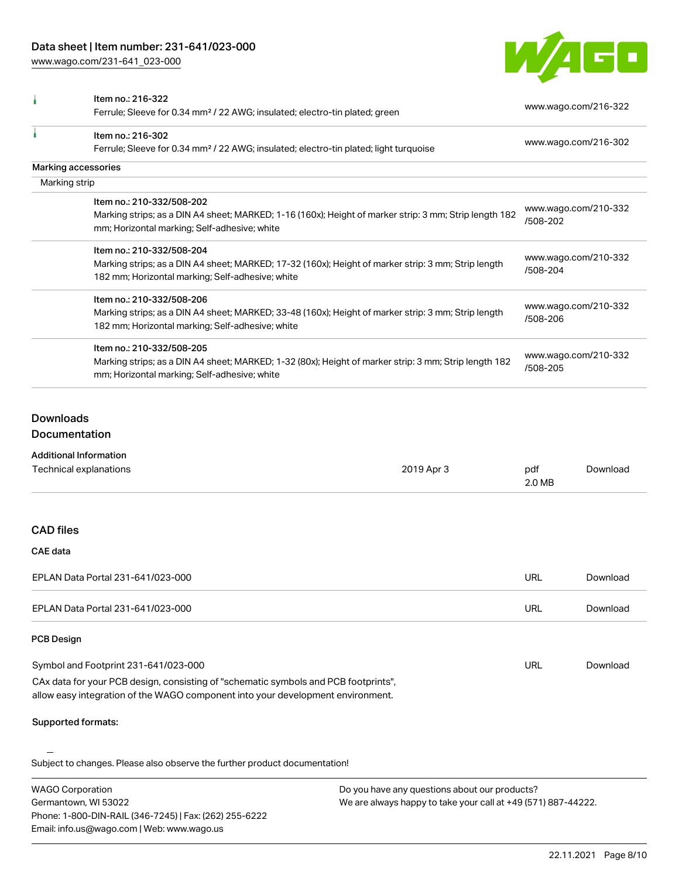| Item no. | Description | URL |
| --- | --- | --- |
| Item no.: 216-322 | Ferrule; Sleeve for 0.34 mm² / 22 AWG; insulated; electro-tin plated; green | www.wago.com/216-322 |
| Item no.: 216-302 | Ferrule; Sleeve for 0.34 mm² / 22 AWG; insulated; electro-tin plated; light turquoise | www.wago.com/216-302 |

## Marking accessories

### Marking strip

| Item no. | Description | URL |
| --- | --- | --- |
| Item no.: 210-332/508-202 | Marking strips; as a DIN A4 sheet; MARKED; 1-16 (160x); Height of marker strip: 3 mm; Strip length 182 mm; Horizontal marking; Self-adhesive; white | www.wago.com/210-332/508-202 |
| Item no.: 210-332/508-204 | Marking strips; as a DIN A4 sheet; MARKED; 17-32 (160x); Height of marker strip: 3 mm; Strip length 182 mm; Horizontal marking; Self-adhesive; white | www.wago.com/210-332/508-204 |
| Item no.: 210-332/508-206 | Marking strips; as a DIN A4 sheet; MARKED; 33-48 (160x); Height of marker strip: 3 mm; Strip length 182 mm; Horizontal marking; Self-adhesive; white | www.wago.com/210-332/508-206 |
| Item no.: 210-332/508-205 | Marking strips; as a DIN A4 sheet; MARKED; 1-32 (80x); Height of marker strip: 3 mm; Strip length 182 mm; Horizontal marking; Self-adhesive; white | www.wago.com/210-332/508-205 |

## Downloads

### Documentation

#### Additional Information

| | | | |
| --- | --- | --- | --- |
| Technical explanations | 2019 Apr 3 | pdf 2.0 MB | Download |

### CAD files

#### CAE data

| | | |
| --- | --- | --- |
| EPLAN Data Portal 231-641/023-000 | URL | Download |
| EPLAN Data Portal 231-641/023-000 | URL | Download |

#### PCB Design

| | | |
| --- | --- | --- |
| Symbol and Footprint 231-641/023-000 | URL | Download |

CAx data for your PCB design, consisting of "schematic symbols and PCB footprints", allow easy integration of the WAGO component into your development environment.

**Supported formats:**

Subject to changes. Please also observe the further product documentation!

WAGO Corporation
Germantown, WI 53022
Phone: 1-800-DIN-RAIL (346-7245) | Fax: (262) 255-6222
Email: info.us@wago.com | Web: www.wago.us

Do you have any questions about our products?
We are always happy to take your call at +49 (571) 887-44222.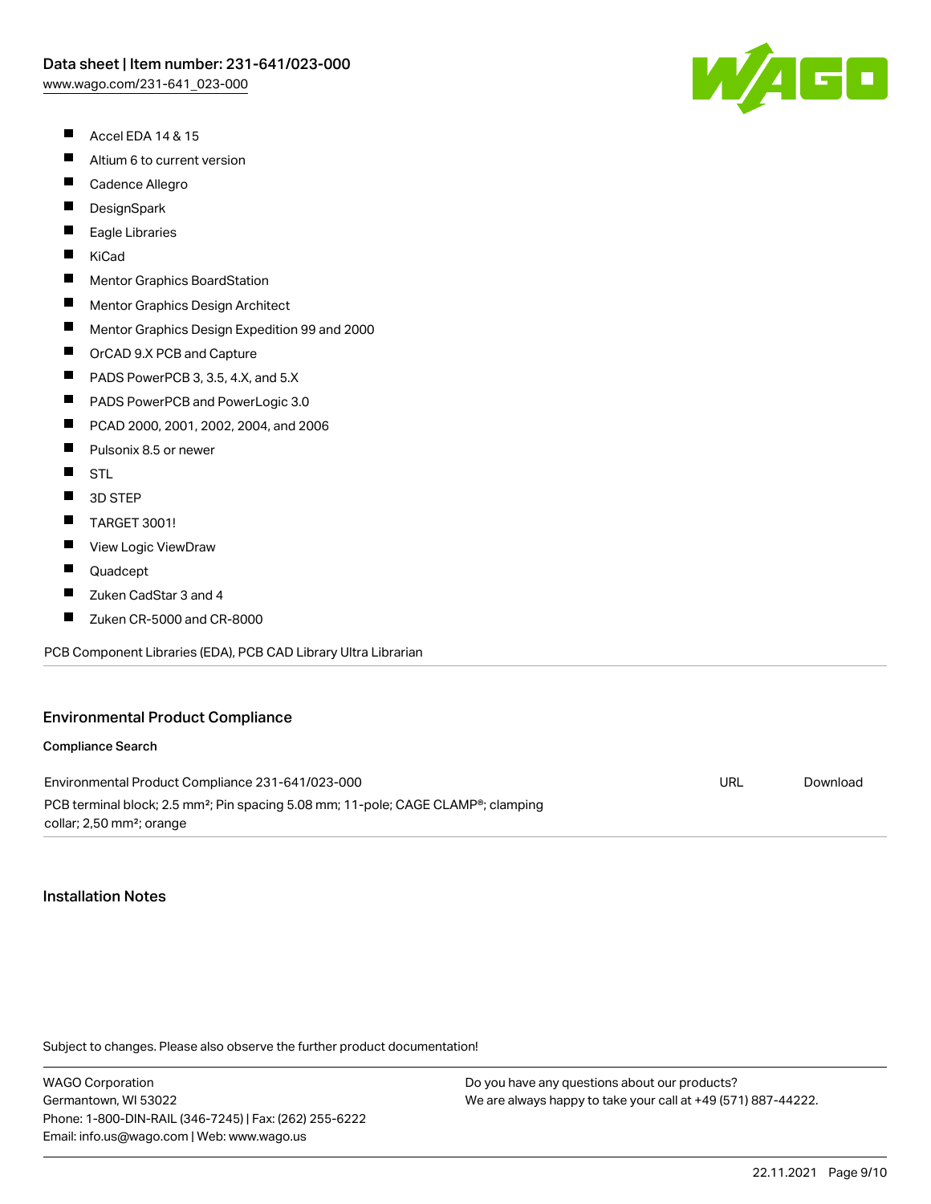- Accel EDA 14 & 15
- Altium 6 to current version
- Cadence Allegro
- DesignSpark
- Eagle Libraries
- KiCad
- Mentor Graphics BoardStation
- Mentor Graphics Design Architect
- Mentor Graphics Design Expedition 99 and 2000
- OrCAD 9.X PCB and Capture
- PADS PowerPCB 3, 3.5, 4.X, and 5.X
- PADS PowerPCB and PowerLogic 3.0
- PCAD 2000, 2001, 2002, 2004, and 2006
- Pulsonix 8.5 or newer
- STL
- 3D STEP
- TARGET 3001!
- View Logic ViewDraw
- Quadcept
- Zuken CadStar 3 and 4
- Zuken CR-5000 and CR-8000

PCB Component Libraries (EDA), PCB CAD Library Ultra Librarian

## Environmental Product Compliance

### Compliance Search

| | | |
|---|---|---|
| Environmental Product Compliance 231-641/023-000<br>PCB terminal block; 2.5 mm²; Pin spacing 5.08 mm; 11-pole; CAGE CLAMP®; clamping collar; 2,50 mm²; orange | URL | Download |

## Installation Notes

Subject to changes. Please also observe the further product documentation!

WAGO Corporation
Germantown, WI 53022
Phone: 1-800-DIN-RAIL (346-7245) | Fax: (262) 255-6222
Email: info.us@wago.com | Web: www.wago.us

Do you have any questions about our products?
We are always happy to take your call at +49 (571) 887-44222.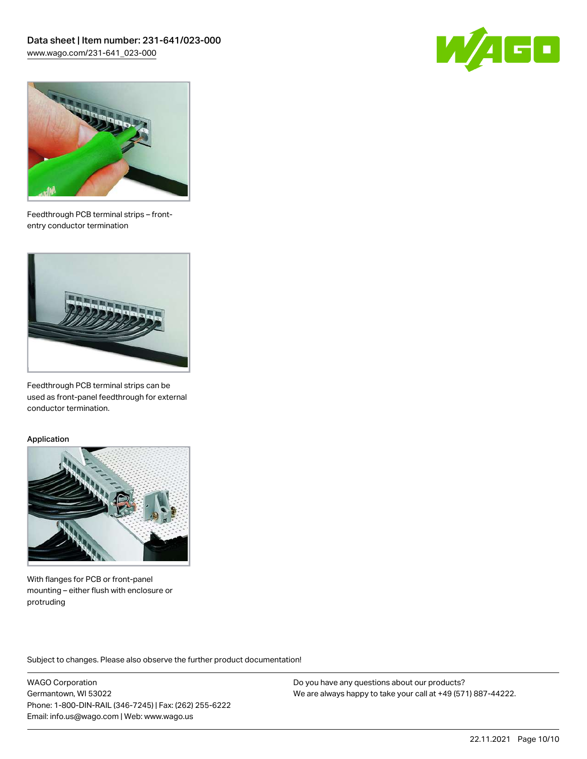Feedthrough PCB terminal strips – front-entry conductor termination

Feedthrough PCB terminal strips can be used as front-panel feedthrough for external conductor termination.

Application

With flanges for PCB or front-panel mounting – either flush with enclosure or protruding

Subject to changes. Please also observe the further product documentation!

WAGO Corporation
Germantown, WI 53022
Phone: 1-800-DIN-RAIL (346-7245) | Fax: (262) 255-6222
Email: info.us@wago.com | Web: www.wago.us

Do you have any questions about our products?
We are always happy to take your call at +49 (571) 887-44222.